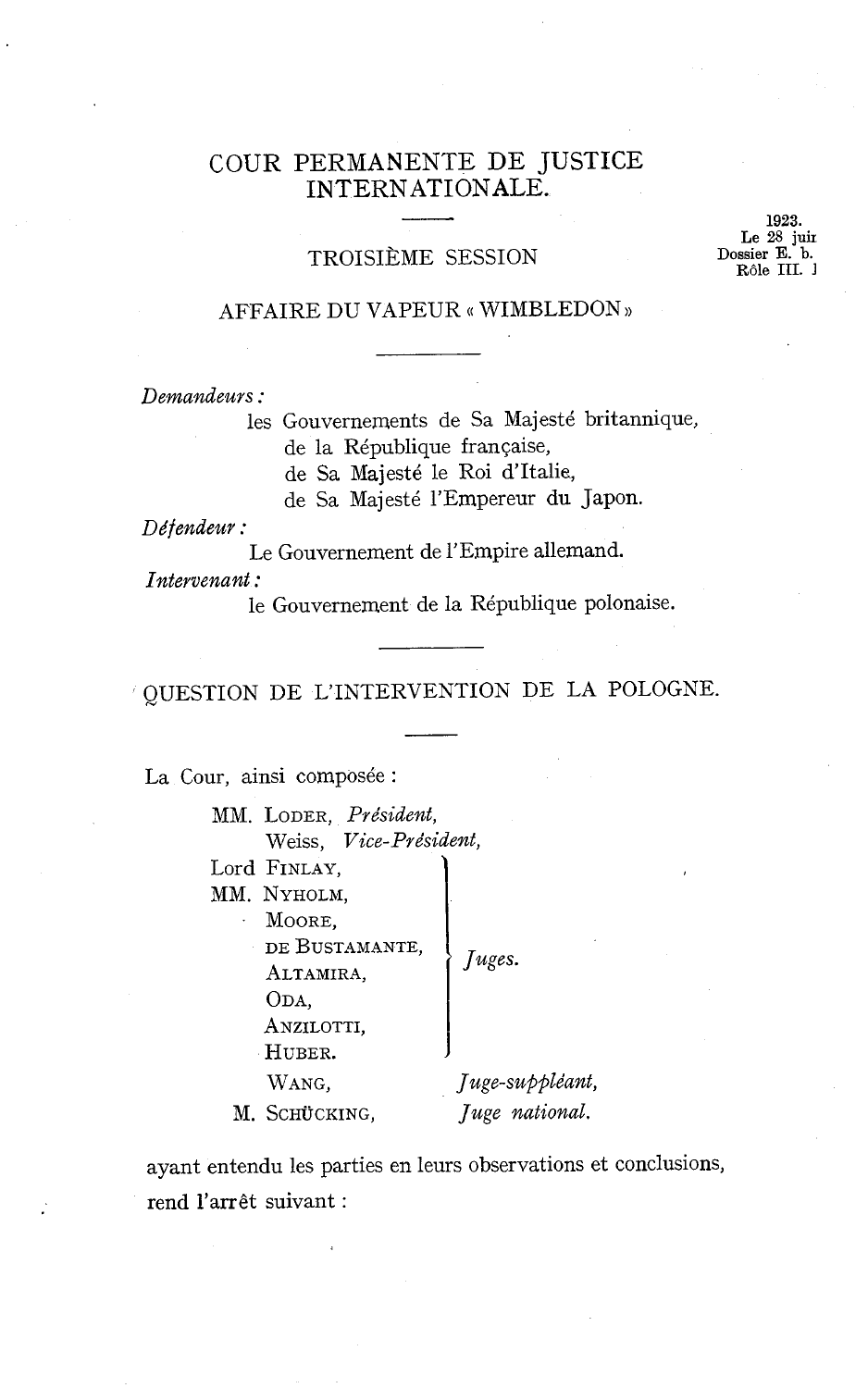# COUR PERMANENTE DE JUSTICE INTERNATIONALE.

1923.
Le 28 juin
Dossier E. b.
Rôle III. 1

## TROISIÈME SESSION

## AFFAIRE DU VAPEUR « WIMBLEDON »

*Demandeurs :*

les Gouvernements de Sa Majesté britannique,
de la République française,
de Sa Majesté le Roi d'Italie,
de Sa Majesté l'Empereur du Japon.

*Défendeur :*

Le Gouvernement de l'Empire allemand.

*Intervenant :*

le Gouvernement de la République polonaise.

## QUESTION DE L'INTERVENTION DE LA POLOGNE.

La Cour, ainsi composée :

MM. LODER, *Président,*
Weiss, *Vice-Président,*
Lord FINLAY,
MM. NYHOLM,
MOORE,
DE BUSTAMANTE,
ALTAMIRA,
ODA,
ANZILOTTI,
HUBER. } *Juges.*
WANG, *Juge-suppléant,*
M. SCHÜCKING, *Juge national.*

ayant entendu les parties en leurs observations et conclusions, rend l'arrêt suivant :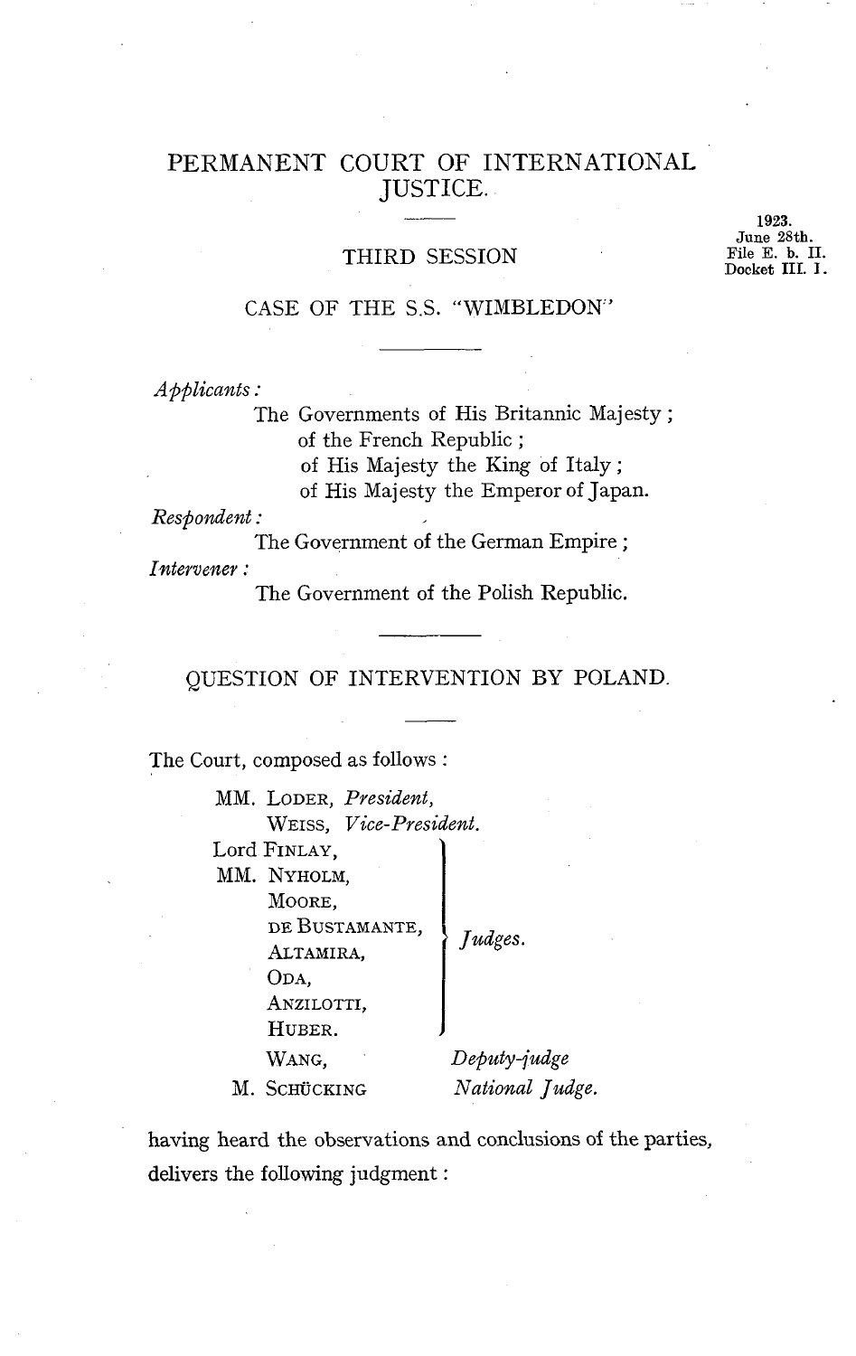# PERMANENT COURT OF INTERNATIONAL JUSTICE.

1923.
June 28th.
File E. b. II.
Docket III. I.

## THIRD SESSION

## CASE OF THE S.S. "WIMBLEDON"

*Applicants:*

The Governments of His Britannic Majesty;
of the French Republic;
of His Majesty the King of Italy;
of His Majesty the Emperor of Japan.

*Respondent:*

The Government of the German Empire;

*Intervener:*

The Government of the Polish Republic.

## QUESTION OF INTERVENTION BY POLAND.

The Court, composed as follows:

MM. LODER, *President*,
WEISS, *Vice-President*.
Lord FINLAY,
MM. NYHOLM,
MOORE,
DE BUSTAMANTE,
ALTAMIRA,
ODA,
ANZILOTTI,
HUBER. } *Judges*.
WANG, *Deputy-judge*
M. SCHÜCKING *National Judge*.

having heard the observations and conclusions of the parties, delivers the following judgment: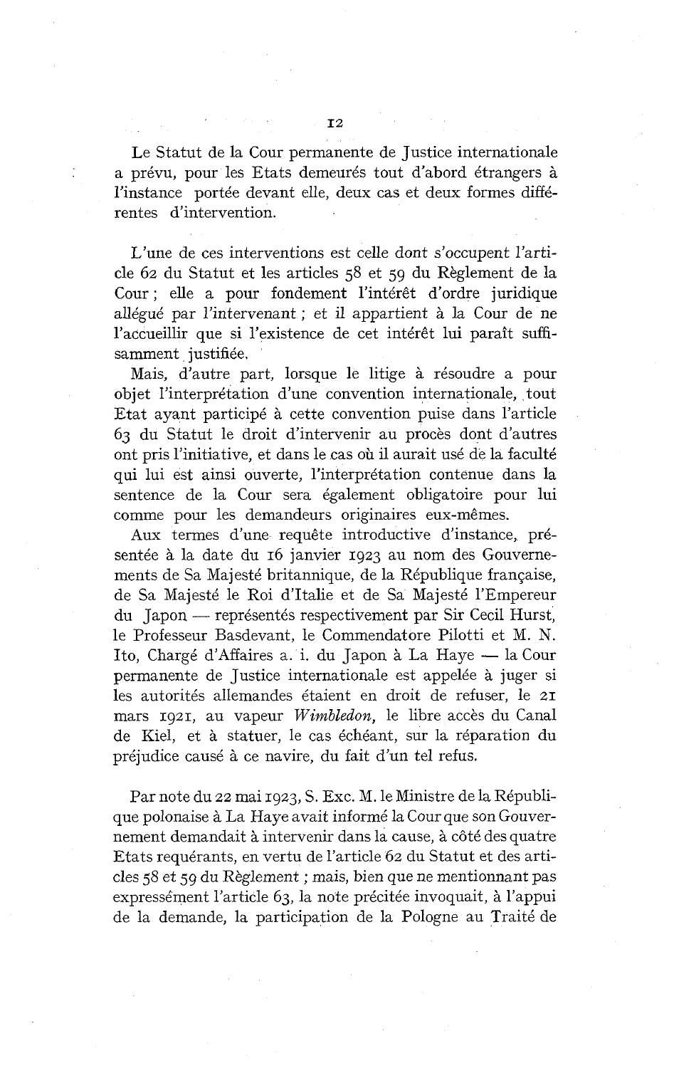Le Statut de la Cour permanente de Justice internationale a prévu, pour les Etats demeurés tout d'abord étrangers à l'instance portée devant elle, deux cas et deux formes différentes d'intervention.

L'une de ces interventions est celle dont s'occupent l'article 62 du Statut et les articles 58 et 59 du Règlement de la Cour ; elle a pour fondement l'intérêt d'ordre juridique allégué par l'intervenant ; et il appartient à la Cour de ne l'accueillir que si l'existence de cet intérêt lui paraît suffisamment justifiée.

Mais, d'autre part, lorsque le litige à résoudre a pour objet l'interprétation d'une convention internationale, tout Etat ayant participé à cette convention puise dans l'article 63 du Statut le droit d'intervenir au procès dont d'autres ont pris l'initiative, et dans le cas où il aurait usé de la faculté qui lui est ainsi ouverte, l'interprétation contenue dans la sentence de la Cour sera également obligatoire pour lui comme pour les demandeurs originaires eux-mêmes.

Aux termes d'une requête introductive d'instance, présentée à la date du 16 janvier 1923 au nom des Gouvernements de Sa Majesté britannique, de la République française, de Sa Majesté le Roi d'Italie et de Sa Majesté l'Empereur du Japon — représentés respectivement par Sir Cecil Hurst, le Professeur Basdevant, le Commendatore Pilotti et M. N. Ito, Chargé d'Affaires a. i. du Japon à La Haye — la Cour permanente de Justice internationale est appelée à juger si les autorités allemandes étaient en droit de refuser, le 21 mars 1921, au vapeur *Wimbledon*, le libre accès du Canal de Kiel, et à statuer, le cas échéant, sur la réparation du préjudice causé à ce navire, du fait d'un tel refus.

Par note du 22 mai 1923, S. Exc. M. le Ministre de la République polonaise à La Haye avait informé la Cour que son Gouvernement demandait à intervenir dans la cause, à côté des quatre Etats requérants, en vertu de l'article 62 du Statut et des articles 58 et 59 du Règlement ; mais, bien que ne mentionnant pas expressément l'article 63, la note précitée invoquait, à l'appui de la demande, la participation de la Pologne au Traité de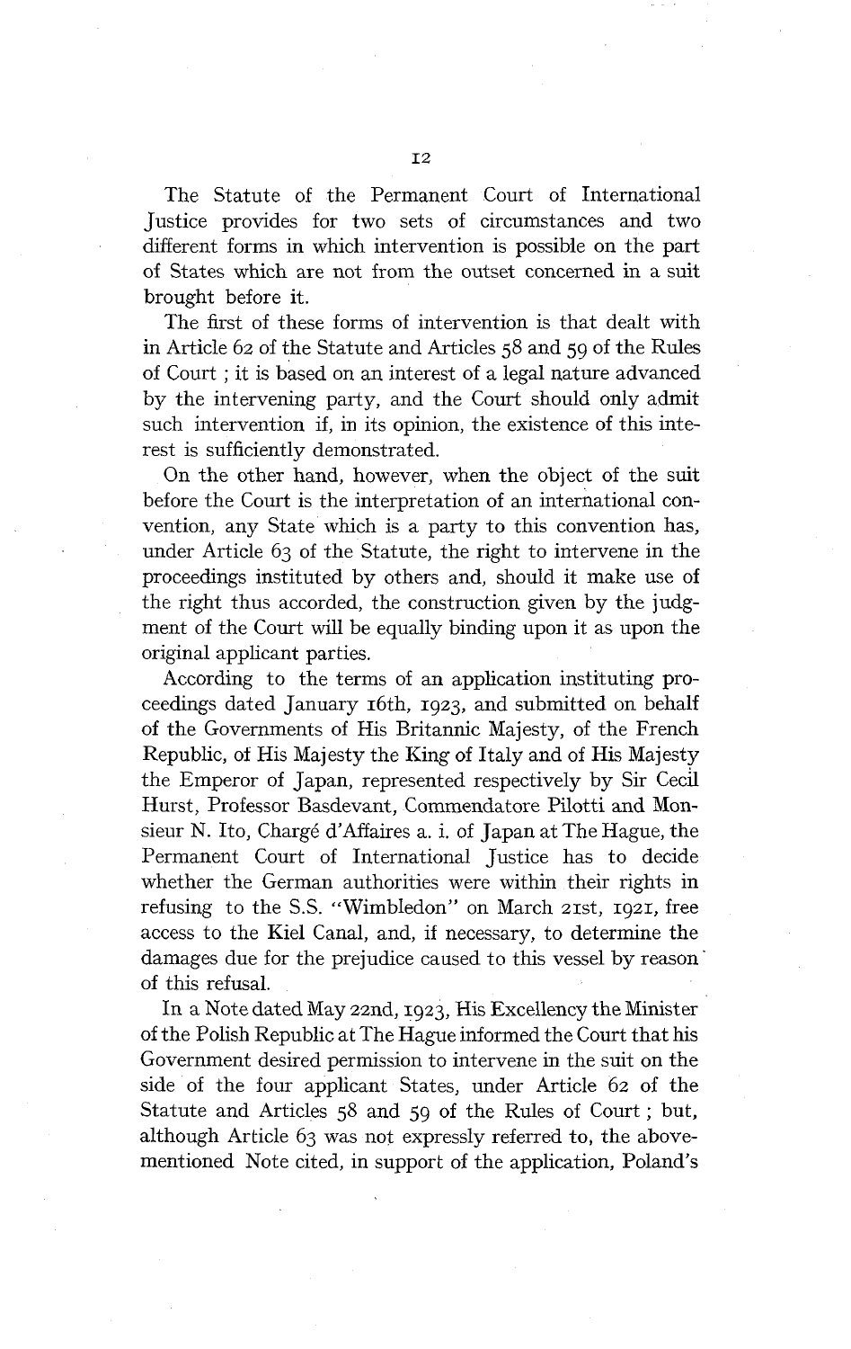The Statute of the Permanent Court of International Justice provides for two sets of circumstances and two different forms in which intervention is possible on the part of States which are not from the outset concerned in a suit brought before it.

The first of these forms of intervention is that dealt with in Article 62 of the Statute and Articles 58 and 59 of the Rules of Court ; it is based on an interest of a legal nature advanced by the intervening party, and the Court should only admit such intervention if, in its opinion, the existence of this interest is sufficiently demonstrated.

On the other hand, however, when the object of the suit before the Court is the interpretation of an international convention, any State which is a party to this convention has, under Article 63 of the Statute, the right to intervene in the proceedings instituted by others and, should it make use of the right thus accorded, the construction given by the judgment of the Court will be equally binding upon it as upon the original applicant parties.

According to the terms of an application instituting proceedings dated January 16th, 1923, and submitted on behalf of the Governments of His Britannic Majesty, of the French Republic, of His Majesty the King of Italy and of His Majesty the Emperor of Japan, represented respectively by Sir Cecil Hurst, Professor Basdevant, Commendatore Pilotti and Monsieur N. Ito, Chargé d'Affaires a. i. of Japan at The Hague, the Permanent Court of International Justice has to decide whether the German authorities were within their rights in refusing to the S.S. "Wimbledon" on March 21st, 1921, free access to the Kiel Canal, and, if necessary, to determine the damages due for the prejudice caused to this vessel by reason of this refusal.

In a Note dated May 22nd, 1923, His Excellency the Minister of the Polish Republic at The Hague informed the Court that his Government desired permission to intervene in the suit on the side of the four applicant States, under Article 62 of the Statute and Articles 58 and 59 of the Rules of Court ; but, although Article 63 was not expressly referred to, the above-mentioned Note cited, in support of the application, Poland's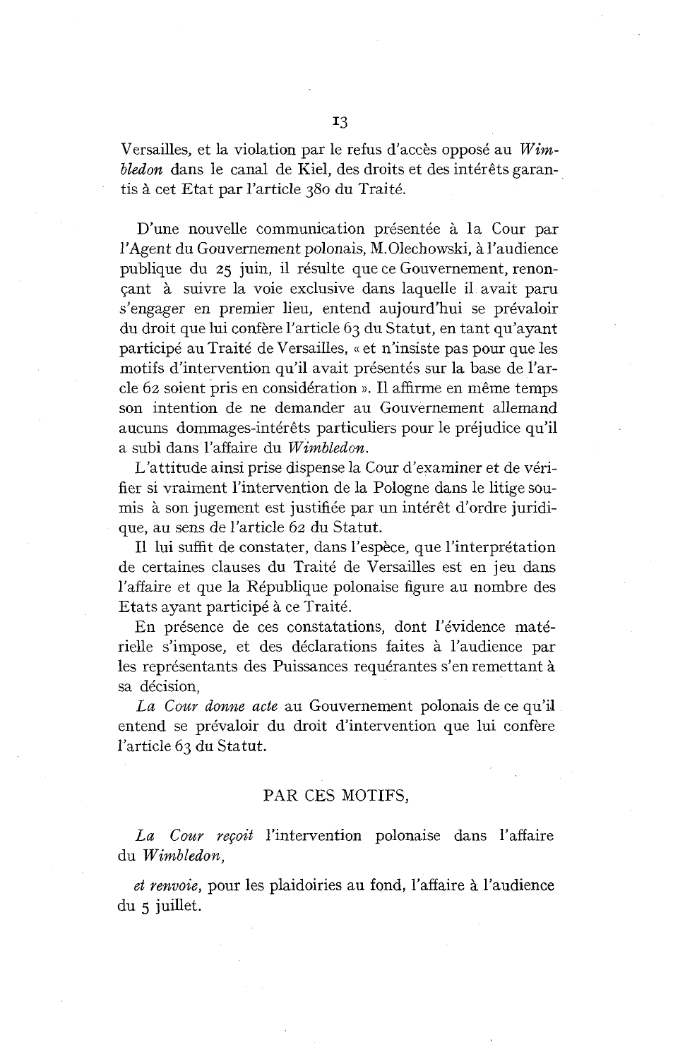Versailles, et la violation par le refus d'accès opposé au *Wimbledon* dans le canal de Kiel, des droits et des intérêts garantis à cet Etat par l'article 380 du Traité.

D'une nouvelle communication présentée à la Cour par l'Agent du Gouvernement polonais, M. Olechowski, à l'audience publique du 25 juin, il résulte que ce Gouvernement, renonçant à suivre la voie exclusive dans laquelle il avait paru s'engager en premier lieu, entend aujourd'hui se prévaloir du droit que lui confère l'article 63 du Statut, en tant qu'ayant participé au Traité de Versailles, « et n'insiste pas pour que les motifs d'intervention qu'il avait présentés sur la base de l'arcle 62 soient pris en considération ». Il affirme en même temps son intention de ne demander au Gouvernement allemand aucuns dommages-intérêts particuliers pour le préjudice qu'il a subi dans l'affaire du *Wimbledon*.

L'attitude ainsi prise dispense la Cour d'examiner et de vérifier si vraiment l'intervention de la Pologne dans le litige soumis à son jugement est justifiée par un intérêt d'ordre juridique, au sens de l'article 62 du Statut.

Il lui suffit de constater, dans l'espèce, que l'interprétation de certaines clauses du Traité de Versailles est en jeu dans l'affaire et que la République polonaise figure au nombre des Etats ayant participé à ce Traité.

En présence de ces constatations, dont l'évidence matérielle s'impose, et des déclarations faites à l'audience par les représentants des Puissances requérantes s'en remettant à sa décision,

*La Cour donne acte* au Gouvernement polonais de ce qu'il entend se prévaloir du droit d'intervention que lui confère l'article 63 du Statut.

PAR CES MOTIFS,

*La Cour reçoit* l'intervention polonaise dans l'affaire du *Wimbledon*,

*et renvoie*, pour les plaidoiries au fond, l'affaire à l'audience du 5 juillet.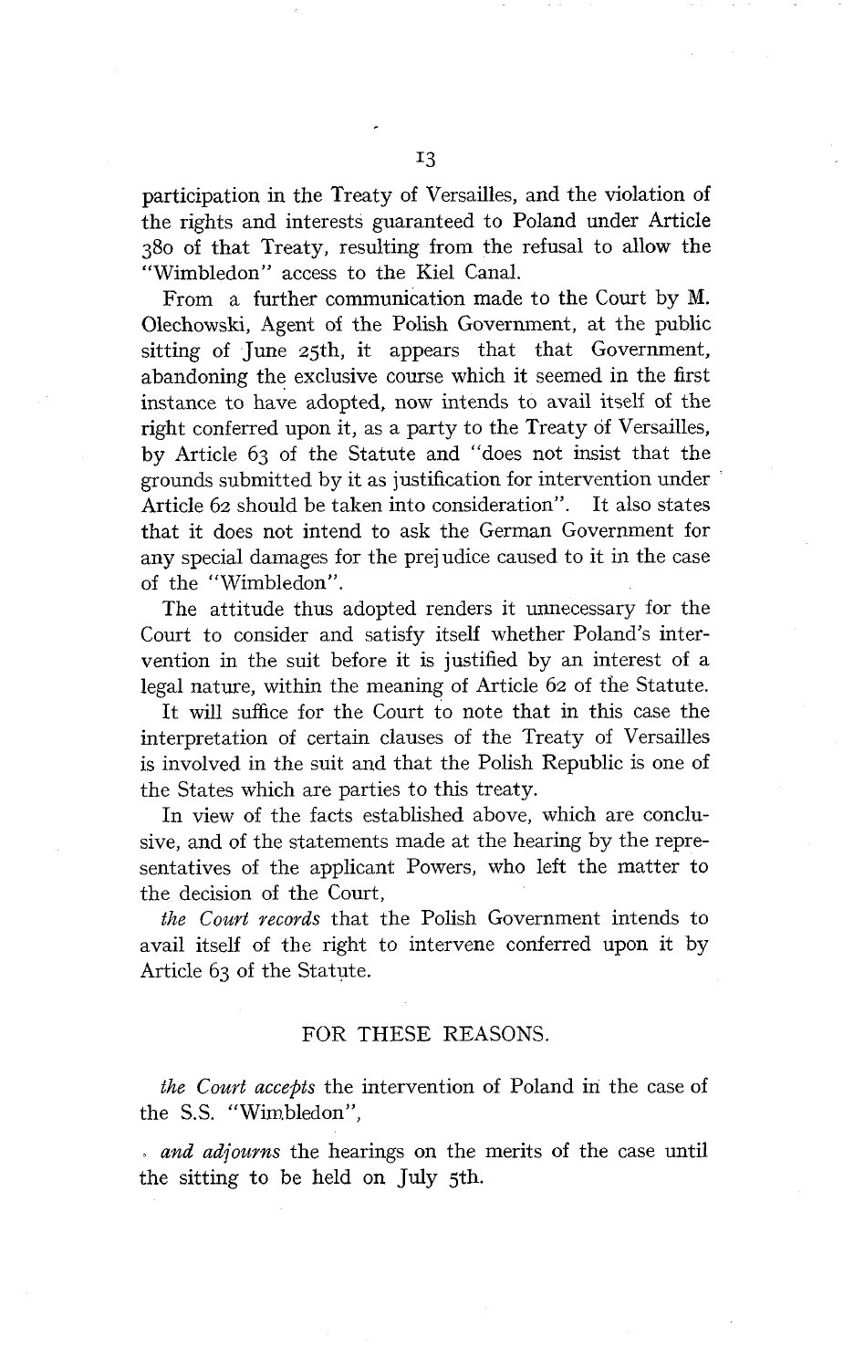participation in the Treaty of Versailles, and the violation of the rights and interests guaranteed to Poland under Article 380 of that Treaty, resulting from the refusal to allow the "Wimbledon" access to the Kiel Canal.

From a further communication made to the Court by M. Olechowski, Agent of the Polish Government, at the public sitting of June 25th, it appears that that Government, abandoning the exclusive course which it seemed in the first instance to have adopted, now intends to avail itself of the right conferred upon it, as a party to the Treaty of Versailles, by Article 63 of the Statute and "does not insist that the grounds submitted by it as justification for intervention under Article 62 should be taken into consideration". It also states that it does not intend to ask the German Government for any special damages for the prejudice caused to it in the case of the "Wimbledon".

The attitude thus adopted renders it unnecessary for the Court to consider and satisfy itself whether Poland's intervention in the suit before it is justified by an interest of a legal nature, within the meaning of Article 62 of the Statute.

It will suffice for the Court to note that in this case the interpretation of certain clauses of the Treaty of Versailles is involved in the suit and that the Polish Republic is one of the States which are parties to this treaty.

In view of the facts established above, which are conclusive, and of the statements made at the hearing by the representatives of the applicant Powers, who left the matter to the decision of the Court,

*the Court records* that the Polish Government intends to avail itself of the right to intervene conferred upon it by Article 63 of the Statute.

FOR THESE REASONS.

*the Court accepts* the intervention of Poland in the case of the S.S. "Wimbledon",

*and adjourns* the hearings on the merits of the case until the sitting to be held on July 5th.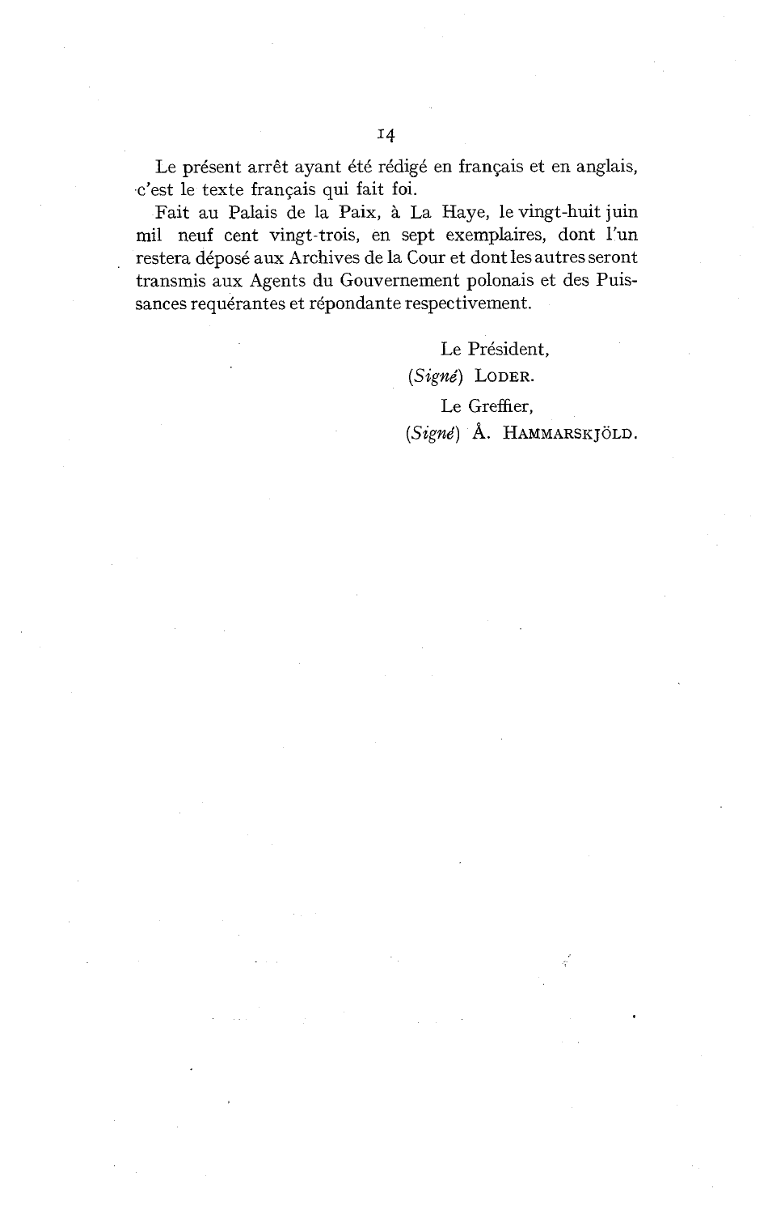Le présent arrêt ayant été rédigé en français et en anglais, c'est le texte français qui fait foi.

Fait au Palais de la Paix, à La Haye, le vingt-huit juin mil neuf cent vingt-trois, en sept exemplaires, dont l'un restera déposé aux Archives de la Cour et dont les autres seront transmis aux Agents du Gouvernement polonais et des Puissances requérantes et répondante respectivement.

Le Président,  
(*Signé*) LODER.

Le Greffier,  
(*Signé*) Å. HAMMARSKJÖLD.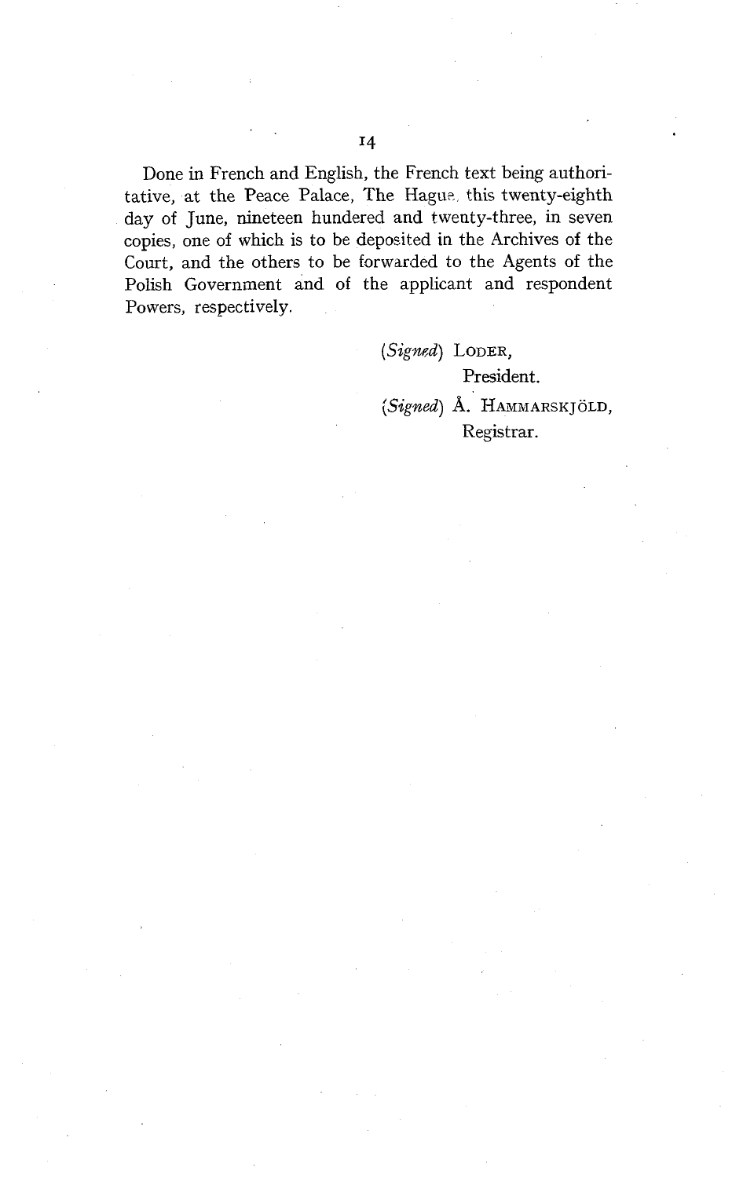Done in French and English, the French text being authoritative, at the Peace Palace, The Hague, this twenty-eighth day of June, nineteen hundered and twenty-three, in seven copies, one of which is to be deposited in the Archives of the Court, and the others to be forwarded to the Agents of the Polish Government and of the applicant and respondent Powers, respectively.

(*Signed*) LODER,
President.

(*Signed*) Å. HAMMARSKJÖLD,
Registrar.